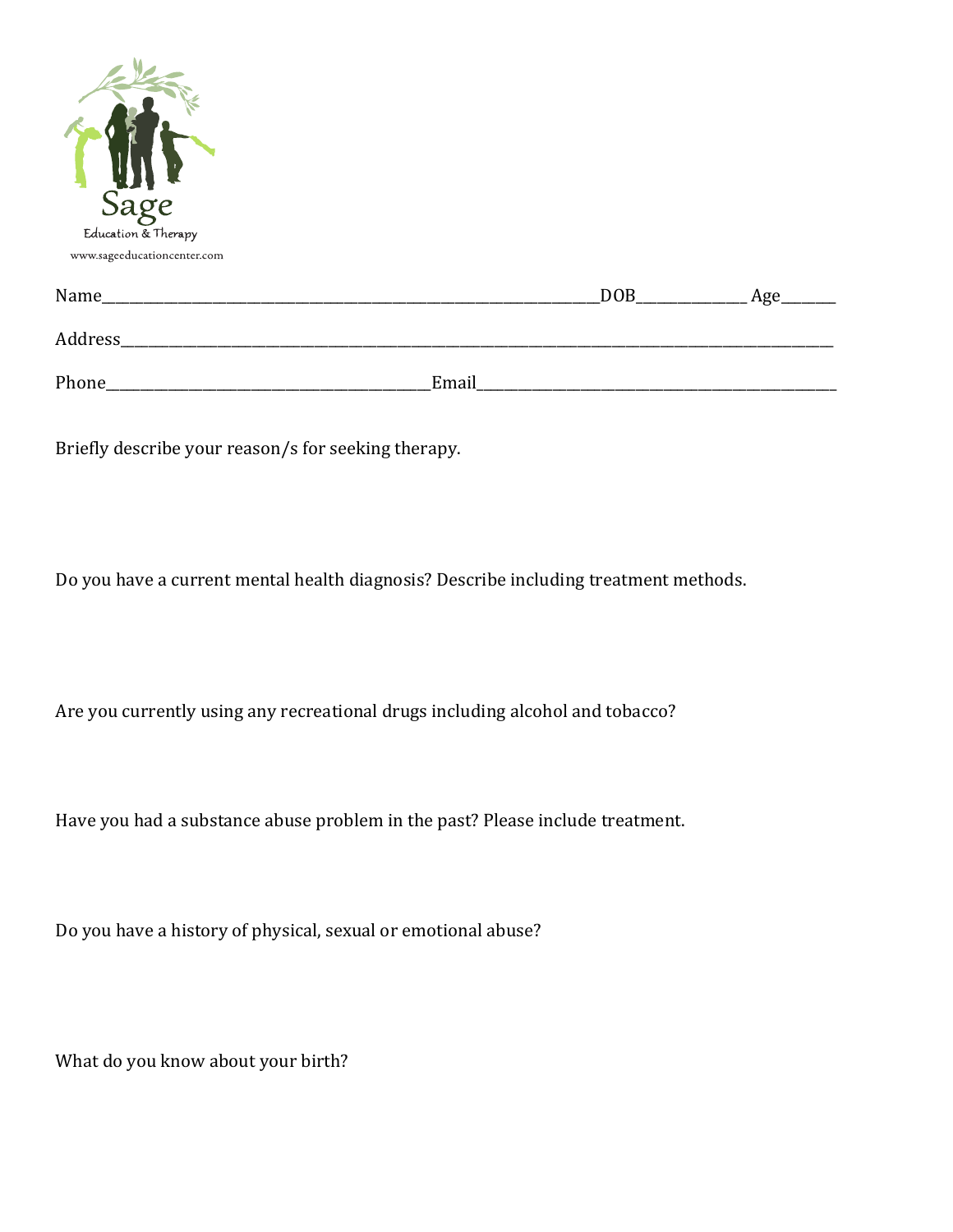Sage

Education & Therapy

www.sageeducationcenter.com

Name_______________________________________________________________DOB______________ Age_______

Address________________________________________________________________________________________

Phone__________________________________________Email________________________________________________

Briefly describe your reason/s for seeking therapy.

Do you have a current mental health diagnosis? Describe including treatment methods.

Are you currently using any recreational drugs including alcohol and tobacco?

Have you had a substance abuse problem in the past? Please include treatment.

Do you have a history of physical, sexual or emotional abuse?

What do you know about your birth?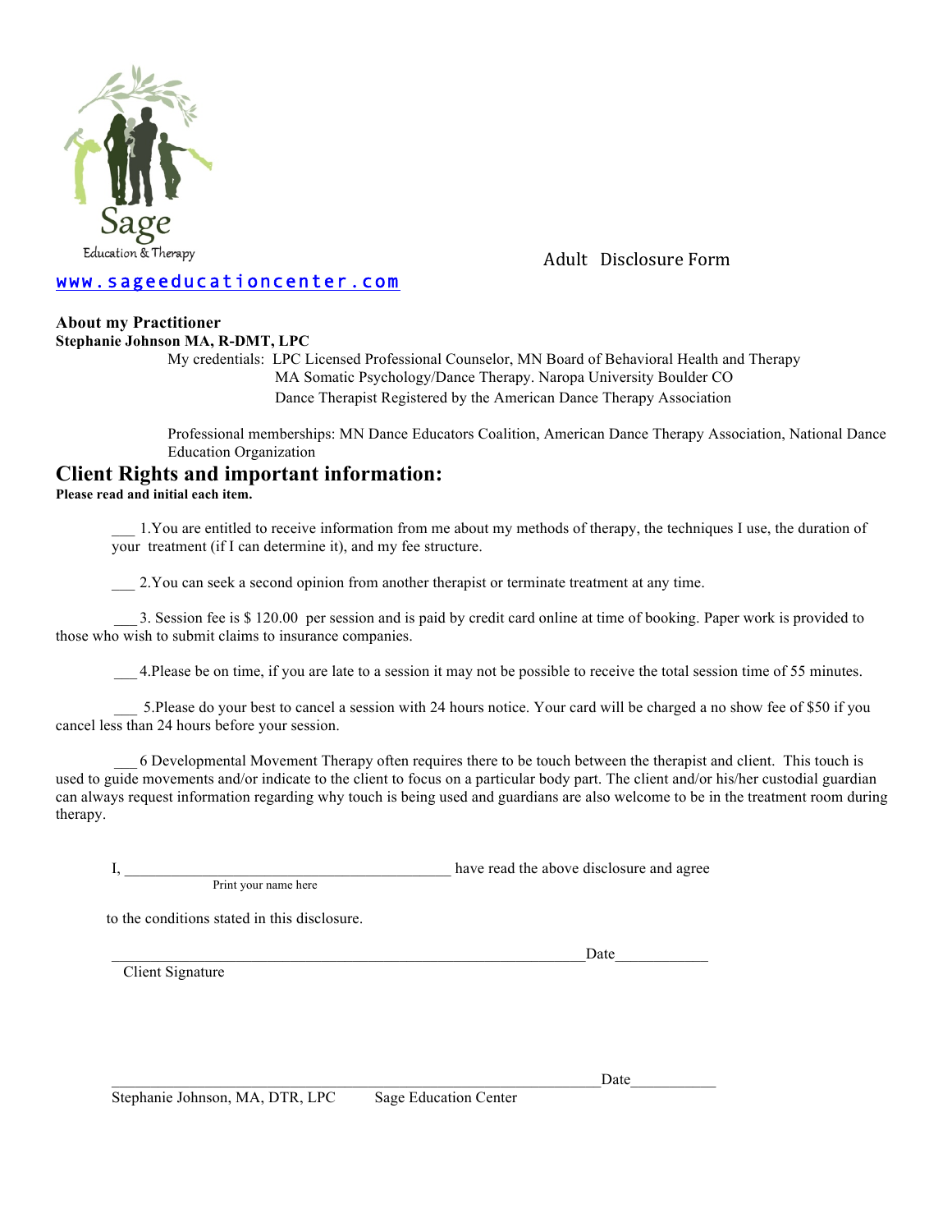Sage
Education & Therapy

[www.sageeducationcenter.com](http://www.sageeducationcenter.com)

Adult Disclosure Form

**About my Practitioner**
**Stephanie Johnson MA, R-DMT, LPC**

My credentials: LPC Licensed Professional Counselor, MN Board of Behavioral Health and Therapy
MA Somatic Psychology/Dance Therapy. Naropa University Boulder CO
Dance Therapist Registered by the American Dance Therapy Association

Professional memberships: MN Dance Educators Coalition, American Dance Therapy Association, National Dance Education Organization

## Client Rights and important information:

**Please read and initial each item.**

___ 1.You are entitled to receive information from me about my methods of therapy, the techniques I use, the duration of your treatment (if I can determine it), and my fee structure.

___ 2.You can seek a second opinion from another therapist or terminate treatment at any time.

___ 3. Session fee is $ 120.00 per session and is paid by credit card online at time of booking. Paper work is provided to those who wish to submit claims to insurance companies.

___ 4.Please be on time, if you are late to a session it may not be possible to receive the total session time of 55 minutes.

___ 5.Please do your best to cancel a session with 24 hours notice. Your card will be charged a no show fee of $50 if you cancel less than 24 hours before your session.

___ 6 Developmental Movement Therapy often requires there to be touch between the therapist and client. This touch is used to guide movements and/or indicate to the client to focus on a particular body part. The client and/or his/her custodial guardian can always request information regarding why touch is being used and guardians are also welcome to be in the treatment room during therapy.

I, ____________________________________________ have read the above disclosure and agree
Print your name here

to the conditions stated in this disclosure.

_______________________________________________________________Date____________
Client Signature

_______________________________________________________________Date___________
Stephanie Johnson, MA, DTR, LPC Sage Education Center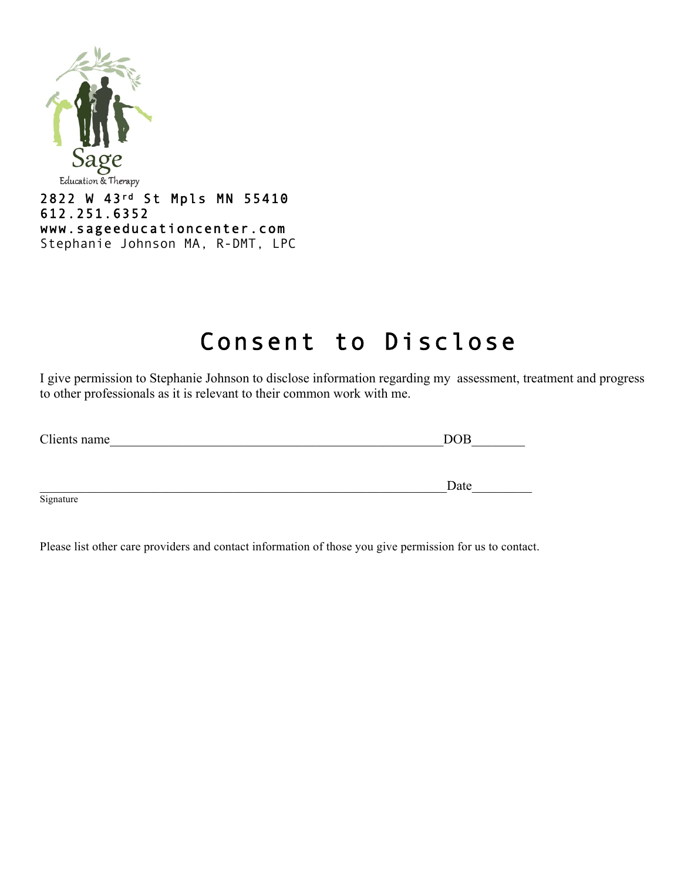Sage

Education & Therapy

2822 W 43rd St Mpls MN 55410
612.251.6352
www.sageeducationcenter.com
Stephanie Johnson MA, R-DMT, LPC

# Consent to Disclose

I give permission to Stephanie Johnson to disclose information regarding my assessment, treatment and progress to other professionals as it is relevant to their common work with me.

Clients name_____________________________________________________DOB________

_________________________________________________________________Date_________
Signature

Please list other care providers and contact information of those you give permission for us to contact.